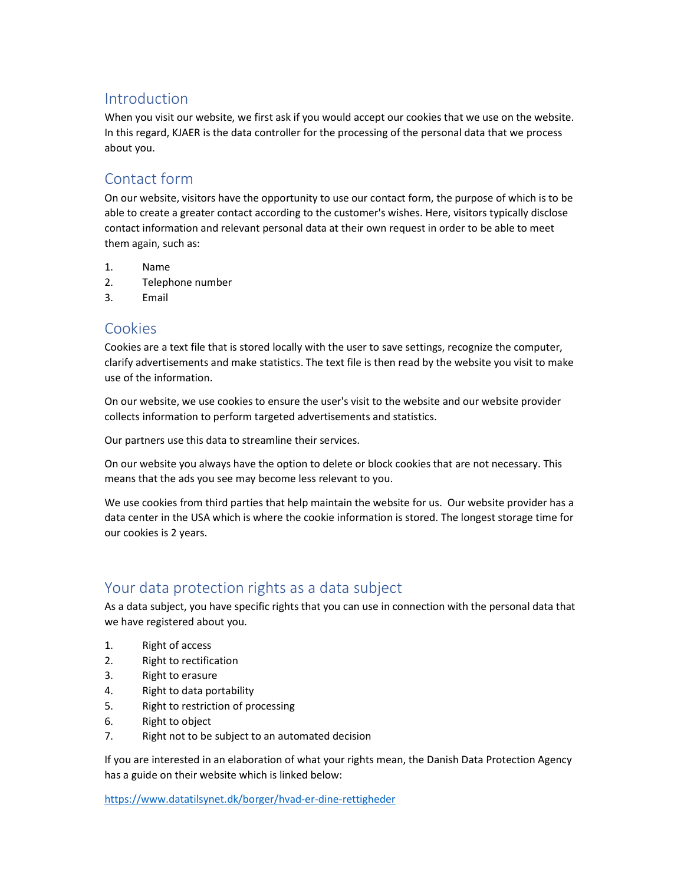## Introduction

When you visit our website, we first ask if you would accept our cookies that we use on the website. In this regard, KJAER is the data controller for the processing of the personal data that we process about you.

## Contact form

On our website, visitors have the opportunity to use our contact form, the purpose of which is to be able to create a greater contact according to the customer's wishes. Here, visitors typically disclose contact information and relevant personal data at their own request in order to be able to meet them again, such as:

1. Name
2. Telephone number
3. Email

## Cookies

Cookies are a text file that is stored locally with the user to save settings, recognize the computer, clarify advertisements and make statistics. The text file is then read by the website you visit to make use of the information.

On our website, we use cookies to ensure the user's visit to the website and our website provider collects information to perform targeted advertisements and statistics.

Our partners use this data to streamline their services.

On our website you always have the option to delete or block cookies that are not necessary. This means that the ads you see may become less relevant to you.

We use cookies from third parties that help maintain the website for us. Our website provider has a data center in the USA which is where the cookie information is stored. The longest storage time for our cookies is 2 years.

## Your data protection rights as a data subject

As a data subject, you have specific rights that you can use in connection with the personal data that we have registered about you.

1. Right of access
2. Right to rectification
3. Right to erasure
4. Right to data portability
5. Right to restriction of processing
6. Right to object
7. Right not to be subject to an automated decision

If you are interested in an elaboration of what your rights mean, the Danish Data Protection Agency has a guide on their website which is linked below:

https://www.datatilsynet.dk/borger/hvad-er-dine-rettigheder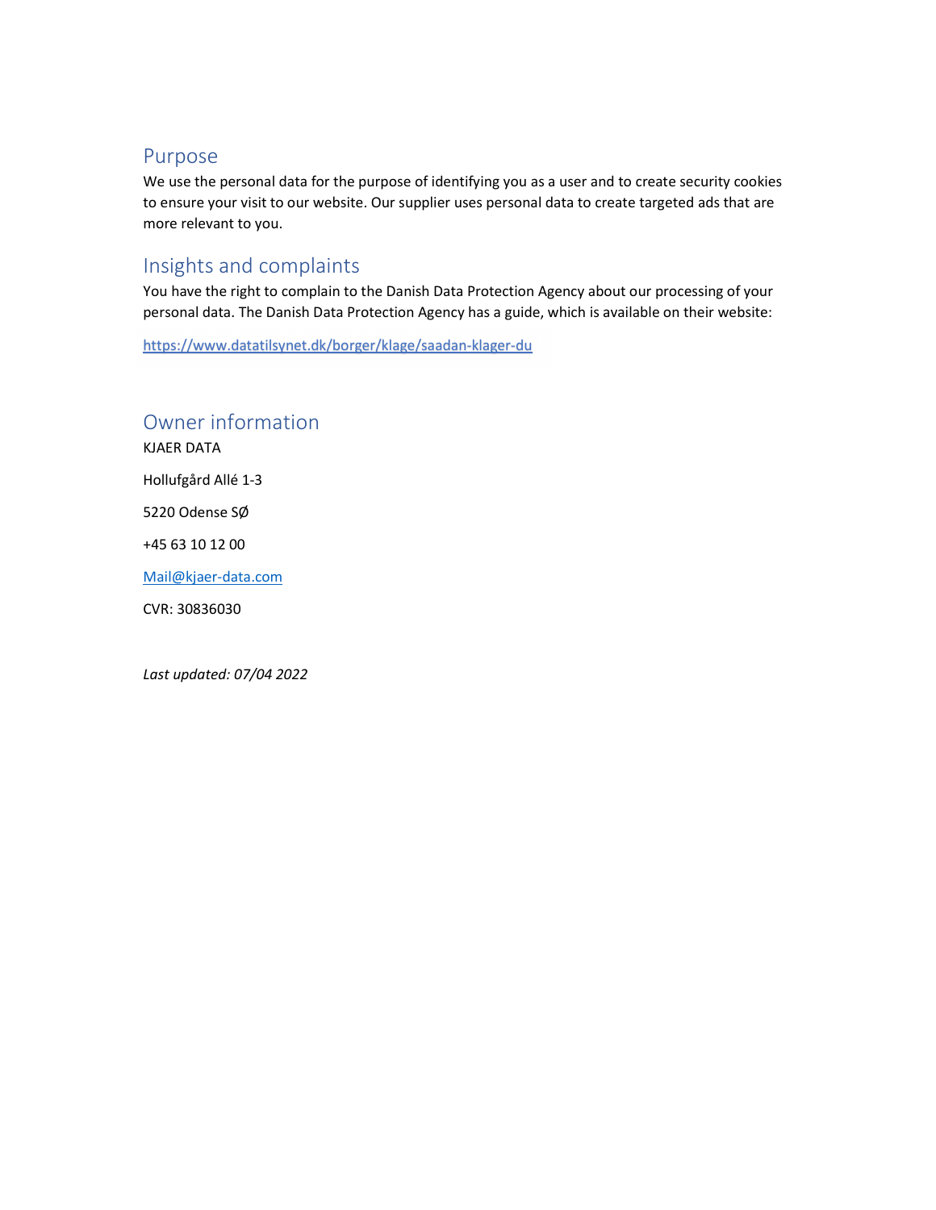## Purpose

We use the personal data for the purpose of identifying you as a user and to create security cookies to ensure your visit to our website. Our supplier uses personal data to create targeted ads that are more relevant to you.

## Insights and complaints

You have the right to complain to the Danish Data Protection Agency about our processing of your personal data. The Danish Data Protection Agency has a guide, which is available on their website:

https://www.datatilsynet.dk/borger/klage/saadan-klager-du

## Owner information

KJAER DATA

Hollufgård Allé 1-3

5220 Odense SØ

+45 63 10 12 00

Mail@kjaer-data.com

CVR: 30836030

*Last updated: 07/04 2022*